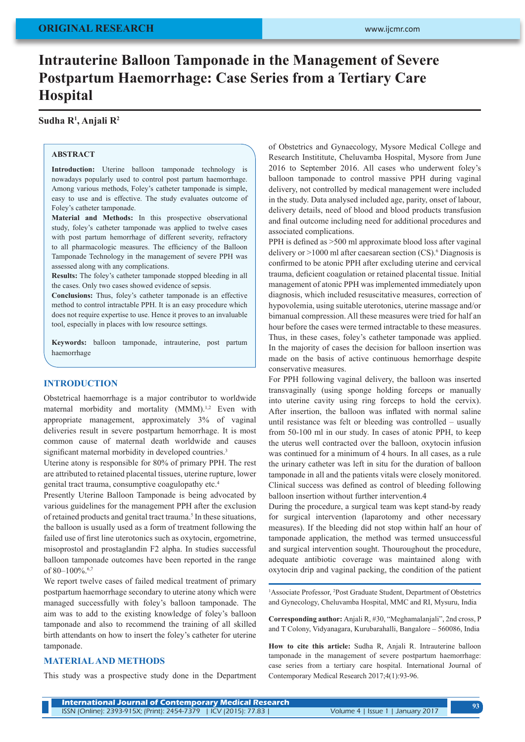ORIGINAL RESEARCH

# Intrauterine Balloon Tamponade in the Management of Severe Postpartum Haemorrhage: Case Series from a Tertiary Care Hospital

**Sudha R[1], Anjali R[2]**

## ABSTRACT

**Introduction:** Uterine balloon tamponade technology is nowadays popularly used to control post partum haemorrhage. Among various methods, Foley's catheter tamponade is simple, easy to use and is effective. The study evaluates outcome of Foley's catheter tamponade.

**Material and Methods:** In this prospective observational study, foley's catheter tamponade was applied to twelve cases with post partum hemorrhage of different severity, refractory to all pharmacologic measures. The efficiency of the Balloon Tamponade Technology in the management of severe PPH was assessed along with any complications.

**Results:** The foley's catheter tamponade stopped bleeding in all the cases. Only two cases showed evidence of sepsis.

**Conclusions:** Thus, foley's catheter tamponade is an effective method to control intractable PPH. It is an easy procedure which does not require expertise to use. Hence it proves to an invaluable tool, especially in places with low resource settings.

**Keywords:** balloon tamponade, intrauterine, post partum haemorrhage

## INTRODUCTION

Obstetrical haemorrhage is a major contributor to worldwide maternal morbidity and mortality (MMM).[1,2] Even with appropriate management, approximately 3% of vaginal deliveries result in severe postpartum hemorrhage. It is most common cause of maternal death worldwide and causes significant maternal morbidity in developed countries.[3]

Uterine atony is responsible for 80% of primary PPH. The rest are attributed to retained placental tissues, uterine rupture, lower genital tract trauma, consumptive coagulopathy etc.[4]

Presently Uterine Balloon Tamponade is being advocated by various guidelines for the management PPH after the exclusion of retained products and genital tract trauma.[5] In these situations, the balloon is usually used as a form of treatment following the failed use of first line uterotonics such as oxytocin, ergometrine, misoprostol and prostaglandin F2 alpha. In studies successful balloon tamponade outcomes have been reported in the range of 80–100%.[6,7]

We report twelve cases of failed medical treatment of primary postpartum haemorrhage secondary to uterine atony which were managed successfully with foley's balloon tamponade. The aim was to add to the existing knowledge of foley's balloon tamponade and also to recommend the training of all skilled birth attendants on how to insert the foley's catheter for uterine tamponade.

## MATERIAL AND METHODS

This study was a prospective study done in the Department of Obstetrics and Gynaecology, Mysore Medical College and Research Instititute, Cheluvamba Hospital, Mysore from June 2016 to September 2016. All cases who underwent foley's balloon tamponade to control massive PPH during vaginal delivery, not controlled by medical management were included in the study. Data analysed included age, parity, onset of labour, delivery details, need of blood and blood products transfusion and final outcome including need for additional procedures and associated complications.

PPH is defined as >500 ml approximate blood loss after vaginal delivery or >1000 ml after caesarean section (CS).[6] Diagnosis is confirmed to be atonic PPH after excluding uterine and cervical trauma, deficient coagulation or retained placental tissue. Initial management of atonic PPH was implemented immediately upon diagnosis, which included resuscitative measures, correction of hypovolemia, using suitable uterotonics, uterine massage and/or bimanual compression. All these measures were tried for half an hour before the cases were termed intractable to these measures. Thus, in these cases, foley's catheter tamponade was applied. In the majority of cases the decision for balloon insertion was made on the basis of active continuous hemorrhage despite conservative measures.

For PPH following vaginal delivery, the balloon was inserted transvaginally (using sponge holding forceps or manually into uterine cavity using ring forceps to hold the cervix). After insertion, the balloon was inflated with normal saline until resistance was felt or bleeding was controlled – usually from 50-100 ml in our study. In cases of atonic PPH, to keep the uterus well contracted over the balloon, oxytocin infusion was continued for a minimum of 4 hours. In all cases, as a rule the urinary catheter was left in situ for the duration of balloon tamponade in all and the patients vitals were closely monitored. Clinical success was defined as control of bleeding following balloon insertion without further intervention.4

During the procedure, a surgical team was kept stand-by ready for surgical intervention (laparotomy and other necessary measures). If the bleeding did not stop within half an hour of tamponade application, the method was termed unsuccessful and surgical intervention sought. Thouroughout the procedure, adequate antibiotic coverage was maintained along with oxytocin drip and vaginal packing, the condition of the patient

[1]Associate Professor, [2]Post Graduate Student, Department of Obstetrics and Gynecology, Cheluvamba Hospital, MMC and RI, Mysuru, India

**Corresponding author:** Anjali R, #30, "Meghamalanjali", 2nd cross, P and T Colony, Vidyanagara, Kurubarahalli, Bangalore – 560086, India

**How to cite this article:** Sudha R, Anjali R. Intrauterine balloon tamponade in the management of severe postpartum haemorrhage: case series from a tertiary care hospital. International Journal of Contemporary Medical Research 2017;4(1):93-96.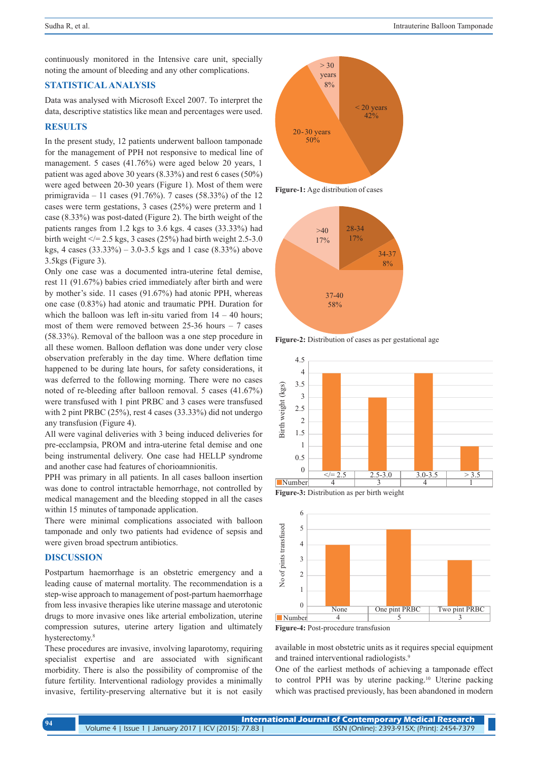continuously monitored in the Intensive care unit, specially noting the amount of bleeding and any other complications.

## STATISTICAL ANALYSIS

Data was analysed with Microsoft Excel 2007. To interpret the data, descriptive statistics like mean and percentages were used.

## RESULTS

In the present study, 12 patients underwent balloon tamponade for the management of PPH not responsive to medical line of management. 5 cases (41.76%) were aged below 20 years, 1 patient was aged above 30 years (8.33%) and rest 6 cases (50%) were aged between 20-30 years (Figure 1). Most of them were primigravida – 11 cases (91.76%). 7 cases (58.33%) of the 12 cases were term gestations, 3 cases (25%) were preterm and 1 case (8.33%) was post-dated (Figure 2). The birth weight of the patients ranges from 1.2 kgs to 3.6 kgs. 4 cases (33.33%) had birth weight </= 2.5 kgs, 3 cases (25%) had birth weight 2.5-3.0 kgs, 4 cases (33.33%) – 3.0-3.5 kgs and 1 case (8.33%) above 3.5kgs (Figure 3).

Only one case was a documented intra-uterine fetal demise, rest 11 (91.67%) babies cried immediately after birth and were by mother's side. 11 cases (91.67%) had atonic PPH, whereas one case (0.83%) had atonic and traumatic PPH. Duration for which the balloon was left in-situ varied from 14 – 40 hours; most of them were removed between 25-36 hours – 7 cases (58.33%). Removal of the balloon was a one step procedure in all these women. Balloon deflation was done under very close observation preferably in the day time. Where deflation time happened to be during late hours, for safety considerations, it was deferred to the following morning. There were no cases noted of re-bleeding after balloon removal. 5 cases (41.67%) were transfused with 1 pint PRBC and 3 cases were transfused with 2 pint PRBC (25%), rest 4 cases (33.33%) did not undergo any transfusion (Figure 4).

All were vaginal deliveries with 3 being induced deliveries for pre-ecclampsia, PROM and intra-uterine fetal demise and one being instrumental delivery. One case had HELLP syndrome and another case had features of chorioamnionitis.

PPH was primary in all patients. In all cases balloon insertion was done to control intractable hemorrhage, not controlled by medical management and the bleeding stopped in all the cases within 15 minutes of tamponade application.

There were minimal complications associated with balloon tamponade and only two patients had evidence of sepsis and were given broad spectrum antibiotics.

Figure-1: Age distribution of cases

Figure-2: Distribution of cases as per gestational age

| | </= 2.5 | 2.5-3.0 | 3.0-3.5 | > 3.5 |
|---|---|---|---|---|
| Number | 4 | 3 | 4 | 1 |

Figure-3: Distribution as per birth weight

| | None | One pint PRBC | Two pint PRBC |
|---|---|---|---|
| Number | 4 | 5 | 3 |

Figure-4: Post-procedure transfusion

## DISCUSSION

Postpartum haemorrhage is an obstetric emergency and a leading cause of maternal mortality. The recommendation is a step-wise approach to management of post-partum haemorrhage from less invasive therapies like uterine massage and uterotonic drugs to more invasive ones like arterial embolization, uterine compression sutures, uterine artery ligation and ultimately hysterectomy.[8]

These procedures are invasive, involving laparotomy, requiring specialist expertise and are associated with significant morbidity. There is also the possibility of compromise of the future fertility. Interventional radiology provides a minimally invasive, fertility-preserving alternative but it is not easily available in most obstetric units as it requires special equipment and trained interventional radiologists.[9]

One of the earliest methods of achieving a tamponade effect to control PPH was by uterine packing.[10] Uterine packing which was practised previously, has been abandoned in modern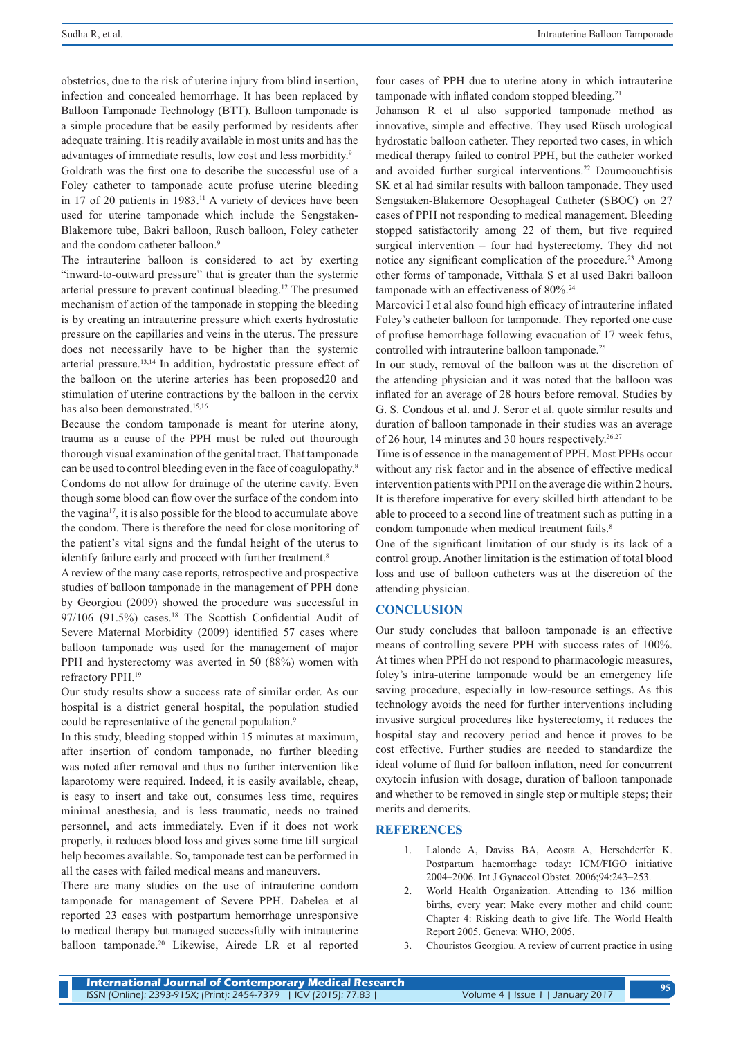obstetrics, due to the risk of uterine injury from blind insertion, infection and concealed hemorrhage. It has been replaced by Balloon Tamponade Technology (BTT). Balloon tamponade is a simple procedure that be easily performed by residents after adequate training. It is readily available in most units and has the advantages of immediate results, low cost and less morbidity.[9]

Goldrath was the first one to describe the successful use of a Foley catheter to tamponade acute profuse uterine bleeding in 17 of 20 patients in 1983.[11] A variety of devices have been used for uterine tamponade which include the Sengstaken-Blakemore tube, Bakri balloon, Rusch balloon, Foley catheter and the condom catheter balloon.[9]

The intrauterine balloon is considered to act by exerting "inward-to-outward pressure" that is greater than the systemic arterial pressure to prevent continual bleeding.[12] The presumed mechanism of action of the tamponade in stopping the bleeding is by creating an intrauterine pressure which exerts hydrostatic pressure on the capillaries and veins in the uterus. The pressure does not necessarily have to be higher than the systemic arterial pressure.[13,14] In addition, hydrostatic pressure effect of the balloon on the uterine arteries has been proposed20 and stimulation of uterine contractions by the balloon in the cervix has also been demonstrated.[15,16]

Because the condom tamponade is meant for uterine atony, trauma as a cause of the PPH must be ruled out thourough thorough visual examination of the genital tract. That tamponade can be used to control bleeding even in the face of coagulopathy.[8] Condoms do not allow for drainage of the uterine cavity. Even though some blood can flow over the surface of the condom into the vagina[17], it is also possible for the blood to accumulate above the condom. There is therefore the need for close monitoring of the patient's vital signs and the fundal height of the uterus to identify failure early and proceed with further treatment.[8]

A review of the many case reports, retrospective and prospective studies of balloon tamponade in the management of PPH done by Georgiou (2009) showed the procedure was successful in 97/106 (91.5%) cases.[18] The Scottish Confidential Audit of Severe Maternal Morbidity (2009) identified 57 cases where balloon tamponade was used for the management of major PPH and hysterectomy was averted in 50 (88%) women with refractory PPH.[19]

Our study results show a success rate of similar order. As our hospital is a district general hospital, the population studied could be representative of the general population.[9]

In this study, bleeding stopped within 15 minutes at maximum, after insertion of condom tamponade, no further bleeding was noted after removal and thus no further intervention like laparotomy were required. Indeed, it is easily available, cheap, is easy to insert and take out, consumes less time, requires minimal anesthesia, and is less traumatic, needs no trained personnel, and acts immediately. Even if it does not work properly, it reduces blood loss and gives some time till surgical help becomes available. So, tamponade test can be performed in all the cases with failed medical means and maneuvers.

There are many studies on the use of intrauterine condom tamponade for management of Severe PPH. Dabelea et al reported 23 cases with postpartum hemorrhage unresponsive to medical therapy but managed successfully with intrauterine balloon tamponade.[20] Likewise, Airede LR et al reported four cases of PPH due to uterine atony in which intrauterine tamponade with inflated condom stopped bleeding.[21]

Johanson R et al also supported tamponade method as innovative, simple and effective. They used Rüsch urological hydrostatic balloon catheter. They reported two cases, in which medical therapy failed to control PPH, but the catheter worked and avoided further surgical interventions.[22] Doumoouchtisis SK et al had similar results with balloon tamponade. They used Sengstaken-Blakemore Oesophageal Catheter (SBOC) on 27 cases of PPH not responding to medical management. Bleeding stopped satisfactorily among 22 of them, but five required surgical intervention – four had hysterectomy. They did not notice any significant complication of the procedure.[23] Among other forms of tamponade, Vitthala S et al used Bakri balloon tamponade with an effectiveness of 80%.[24]

Marcovici I et al also found high efficacy of intrauterine inflated Foley's catheter balloon for tamponade. They reported one case of profuse hemorrhage following evacuation of 17 week fetus, controlled with intrauterine balloon tamponade.[25]

In our study, removal of the balloon was at the discretion of the attending physician and it was noted that the balloon was inflated for an average of 28 hours before removal. Studies by G. S. Condous et al. and J. Seror et al. quote similar results and duration of balloon tamponade in their studies was an average of 26 hour, 14 minutes and 30 hours respectively.[26,27]

Time is of essence in the management of PPH. Most PPHs occur without any risk factor and in the absence of effective medical intervention patients with PPH on the average die within 2 hours. It is therefore imperative for every skilled birth attendant to be able to proceed to a second line of treatment such as putting in a condom tamponade when medical treatment fails.[8]

One of the significant limitation of our study is its lack of a control group. Another limitation is the estimation of total blood loss and use of balloon catheters was at the discretion of the attending physician.

## CONCLUSION

Our study concludes that balloon tamponade is an effective means of controlling severe PPH with success rates of 100%. At times when PPH do not respond to pharmacologic measures, foley's intra-uterine tamponade would be an emergency life saving procedure, especially in low-resource settings. As this technology avoids the need for further interventions including invasive surgical procedures like hysterectomy, it reduces the hospital stay and recovery period and hence it proves to be cost effective. Further studies are needed to standardize the ideal volume of fluid for balloon inflation, need for concurrent oxytocin infusion with dosage, duration of balloon tamponade and whether to be removed in single step or multiple steps; their merits and demerits.

## REFERENCES

1. Lalonde A, Daviss BA, Acosta A, Herschderfer K. Postpartum haemorrhage today: ICM/FIGO initiative 2004–2006. Int J Gynaecol Obstet. 2006;94:243–253.
2. World Health Organization. Attending to 136 million births, every year: Make every mother and child count: Chapter 4: Risking death to give life. The World Health Report 2005. Geneva: WHO, 2005.
3. Chouristos Georgiou. A review of current practice in using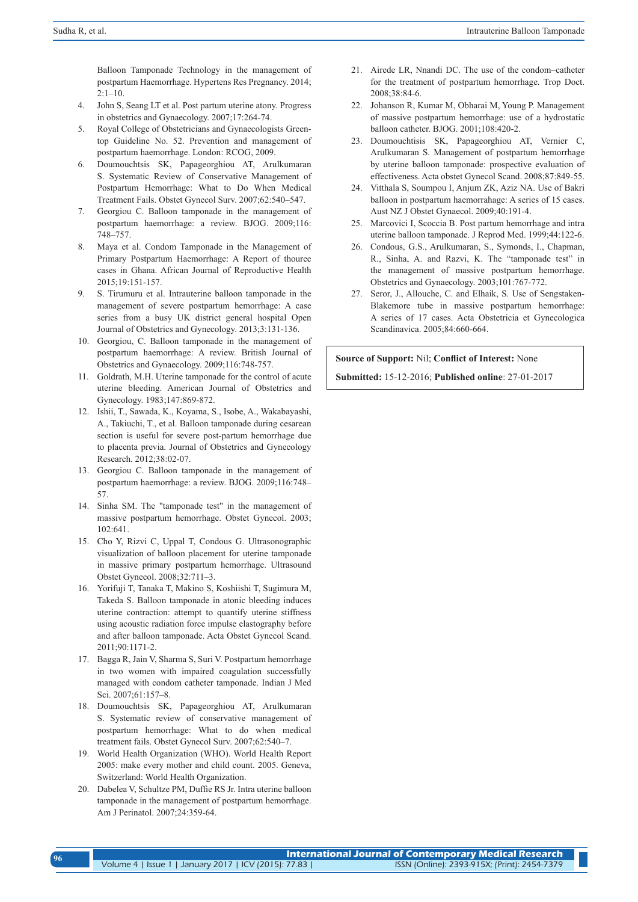Balloon Tamponade Technology in the management of postpartum Haemorrhage. Hypertens Res Pregnancy. 2014; 2:1–10.

4. John S, Seang LT et al. Post partum uterine atony. Progress in obstetrics and Gynaecology. 2007;17:264-74.
5. Royal College of Obstetricians and Gynaecologists Green-top Guideline No. 52. Prevention and management of postpartum haemorrhage. London: RCOG, 2009.
6. Doumouchtsis SK, Papageorghiou AT, Arulkumaran S. Systematic Review of Conservative Management of Postpartum Hemorrhage: What to Do When Medical Treatment Fails. Obstet Gynecol Surv. 2007;62:540–547.
7. Georgiou C. Balloon tamponade in the management of postpartum haemorrhage: a review. BJOG. 2009;116: 748–757.
8. Maya et al. Condom Tamponade in the Management of Primary Postpartum Haemorrhage: A Report of thouree cases in Ghana. African Journal of Reproductive Health 2015;19:151-157.
9. S. Tirumuru et al. Intrauterine balloon tamponade in the management of severe postpartum hemorrhage: A case series from a busy UK district general hospital Open Journal of Obstetrics and Gynecology. 2013;3:131-136.
10. Georgiou, C. Balloon tamponade in the management of postpartum haemorrhage: A review. British Journal of Obstetrics and Gynaecology. 2009;116:748-757.
11. Goldrath, M.H. Uterine tamponade for the control of acute uterine bleeding. American Journal of Obstetrics and Gynecology. 1983;147:869-872.
12. Ishii, T., Sawada, K., Koyama, S., Isobe, A., Wakabayashi, A., Takiuchi, T., et al. Balloon tamponade during cesarean section is useful for severe post-partum hemorrhage due to placenta previa. Journal of Obstetrics and Gynecology Research. 2012;38:02-07.
13. Georgiou C. Balloon tamponade in the management of postpartum haemorrhage: a review. BJOG. 2009;116:748–57.
14. Sinha SM. The "tamponade test" in the management of massive postpartum hemorrhage. Obstet Gynecol. 2003; 102:641.
15. Cho Y, Rizvi C, Uppal T, Condous G. Ultrasonographic visualization of balloon placement for uterine tamponade in massive primary postpartum hemorrhage. Ultrasound Obstet Gynecol. 2008;32:711–3.
16. Yorifuji T, Tanaka T, Makino S, Koshiishi T, Sugimura M, Takeda S. Balloon tamponade in atonic bleeding induces uterine contraction: attempt to quantify uterine stiffness using acoustic radiation force impulse elastography before and after balloon tamponade. Acta Obstet Gynecol Scand. 2011;90:1171-2.
17. Bagga R, Jain V, Sharma S, Suri V. Postpartum hemorrhage in two women with impaired coagulation successfully managed with condom catheter tamponade. Indian J Med Sci. 2007;61:157–8.
18. Doumouchtsis SK, Papageorghiou AT, Arulkumaran S. Systematic review of conservative management of postpartum hemorrhage: What to do when medical treatment fails. Obstet Gynecol Surv. 2007;62:540–7.
19. World Health Organization (WHO). World Health Report 2005: make every mother and child count. 2005. Geneva, Switzerland: World Health Organization.
20. Dabelea V, Schultze PM, Duffie RS Jr. Intra uterine balloon tamponade in the management of postpartum hemorrhage. Am J Perinatol. 2007;24:359-64.
21. Airede LR, Nnandi DC. The use of the condom–catheter for the treatment of postpartum hemorrhage. Trop Doct. 2008;38:84-6.
22. Johanson R, Kumar M, Obharai M, Young P. Management of massive postpartum hemorrhage: use of a hydrostatic balloon catheter. BJOG. 2001;108:420-2.
23. Doumouchtsis SK, Papageorghiou AT, Vernier C, Arulkumaran S. Management of postpartum hemorrhage by uterine balloon tamponade: prospective evaluation of effectiveness. Acta obstet Gynecol Scand. 2008;87:849-55.
24. Vitthala S, Soumpou I, Anjum ZK, Aziz NA. Use of Bakri balloon in postpartum haemorrahage: A series of 15 cases. Aust NZ J Obstet Gynaecol. 2009;40:191-4.
25. Marcovici I, Scoccia B. Post partum hemorrhage and intra uterine balloon tamponade. J Reprod Med. 1999;44:122-6.
26. Condous, G.S., Arulkumaran, S., Symonds, I., Chapman, R., Sinha, A. and Razvi, K. The "tamponade test" in the management of massive postpartum hemorrhage. Obstetrics and Gynaecology. 2003;101:767-772.
27. Seror, J., Allouche, C. and Elhaik, S. Use of Sengstaken-Blakemore tube in massive postpartum hemorrhage: A series of 17 cases. Acta Obstetricia et Gynecologica Scandinavica. 2005;84:660-664.

**Source of Support:** Nil; **Conflict of Interest:** None

**Submitted:** 15-12-2016; **Published online**: 27-01-2017